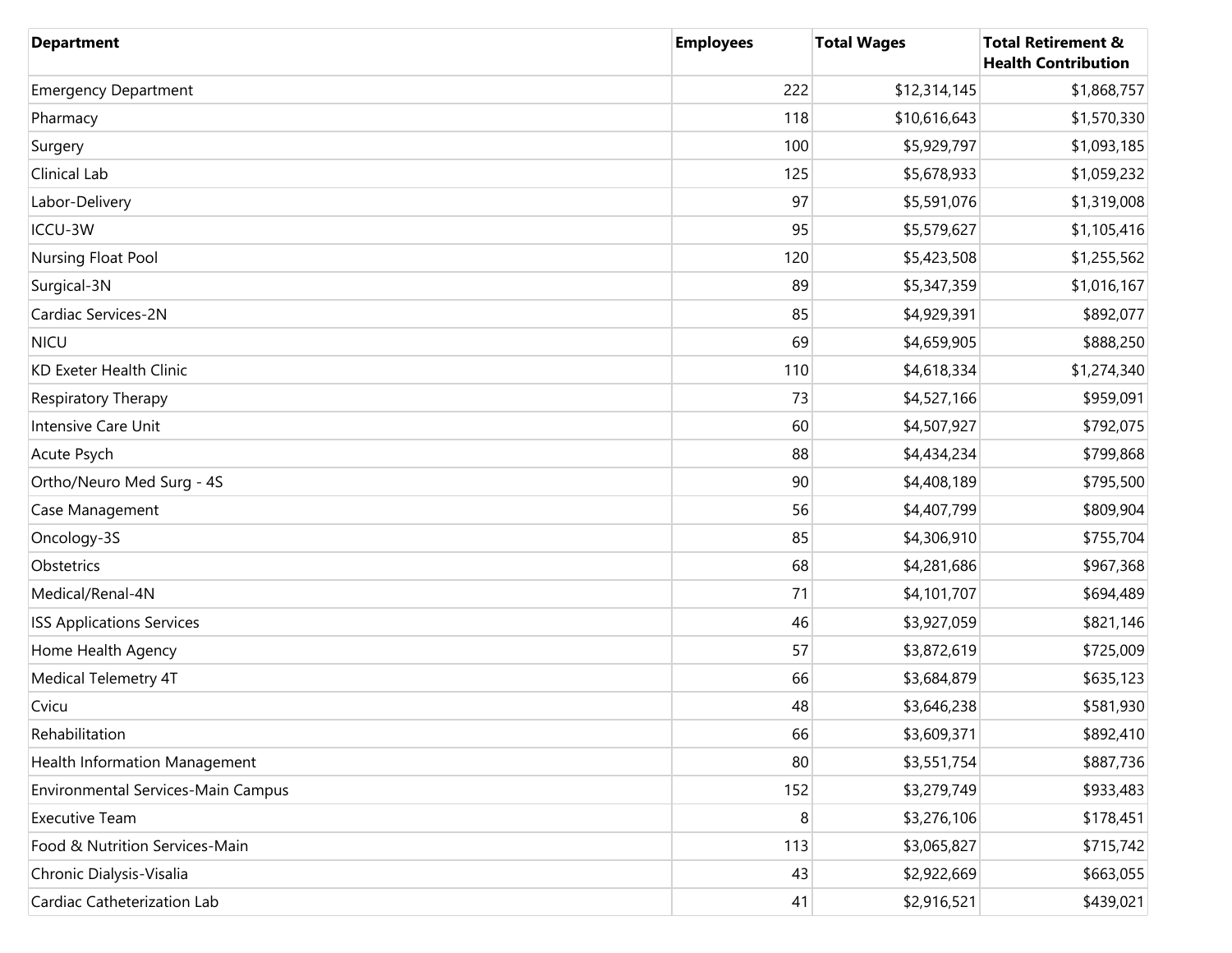| Department | Employees | Total Wages | Total Retirement & Health Contribution |
|---|---|---|---|
| Emergency Department | 222 | $12,314,145 | $1,868,757 |
| Pharmacy | 118 | $10,616,643 | $1,570,330 |
| Surgery | 100 | $5,929,797 | $1,093,185 |
| Clinical Lab | 125 | $5,678,933 | $1,059,232 |
| Labor-Delivery | 97 | $5,591,076 | $1,319,008 |
| ICCU-3W | 95 | $5,579,627 | $1,105,416 |
| Nursing Float Pool | 120 | $5,423,508 | $1,255,562 |
| Surgical-3N | 89 | $5,347,359 | $1,016,167 |
| Cardiac Services-2N | 85 | $4,929,391 | $892,077 |
| NICU | 69 | $4,659,905 | $888,250 |
| KD Exeter Health Clinic | 110 | $4,618,334 | $1,274,340 |
| Respiratory Therapy | 73 | $4,527,166 | $959,091 |
| Intensive Care Unit | 60 | $4,507,927 | $792,075 |
| Acute Psych | 88 | $4,434,234 | $799,868 |
| Ortho/Neuro Med Surg - 4S | 90 | $4,408,189 | $795,500 |
| Case Management | 56 | $4,407,799 | $809,904 |
| Oncology-3S | 85 | $4,306,910 | $755,704 |
| Obstetrics | 68 | $4,281,686 | $967,368 |
| Medical/Renal-4N | 71 | $4,101,707 | $694,489 |
| ISS Applications Services | 46 | $3,927,059 | $821,146 |
| Home Health Agency | 57 | $3,872,619 | $725,009 |
| Medical Telemetry 4T | 66 | $3,684,879 | $635,123 |
| Cvicu | 48 | $3,646,238 | $581,930 |
| Rehabilitation | 66 | $3,609,371 | $892,410 |
| Health Information Management | 80 | $3,551,754 | $887,736 |
| Environmental Services-Main Campus | 152 | $3,279,749 | $933,483 |
| Executive Team | 8 | $3,276,106 | $178,451 |
| Food & Nutrition Services-Main | 113 | $3,065,827 | $715,742 |
| Chronic Dialysis-Visalia | 43 | $2,922,669 | $663,055 |
| Cardiac Catheterization Lab | 41 | $2,916,521 | $439,021 |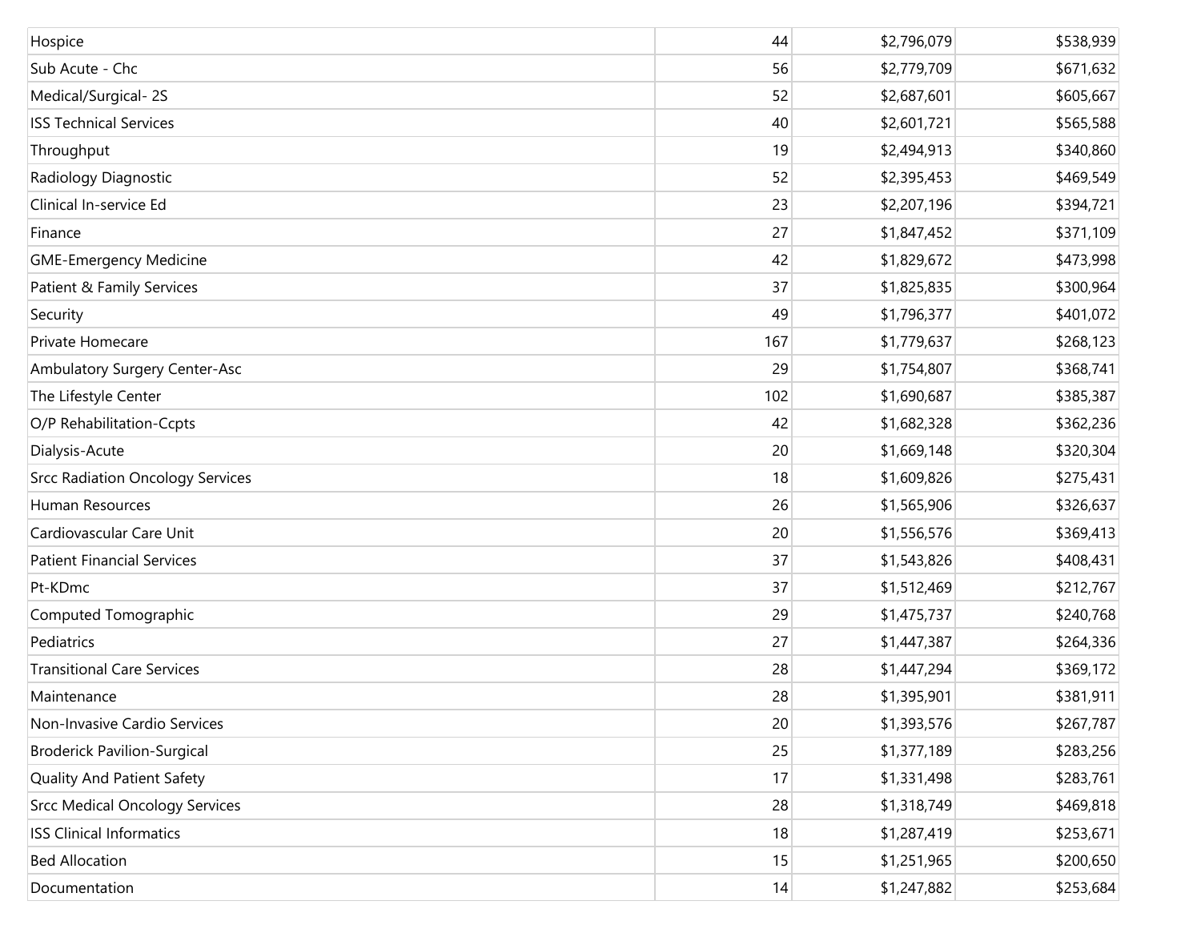| | | | |
|---|---|---|---|
| Hospice | 44 | $2,796,079 | $538,939 |
| Sub Acute - Chc | 56 | $2,779,709 | $671,632 |
| Medical/Surgical- 2S | 52 | $2,687,601 | $605,667 |
| ISS Technical Services | 40 | $2,601,721 | $565,588 |
| Throughput | 19 | $2,494,913 | $340,860 |
| Radiology Diagnostic | 52 | $2,395,453 | $469,549 |
| Clinical In-service Ed | 23 | $2,207,196 | $394,721 |
| Finance | 27 | $1,847,452 | $371,109 |
| GME-Emergency Medicine | 42 | $1,829,672 | $473,998 |
| Patient & Family Services | 37 | $1,825,835 | $300,964 |
| Security | 49 | $1,796,377 | $401,072 |
| Private Homecare | 167 | $1,779,637 | $268,123 |
| Ambulatory Surgery Center-Asc | 29 | $1,754,807 | $368,741 |
| The Lifestyle Center | 102 | $1,690,687 | $385,387 |
| O/P Rehabilitation-Ccpts | 42 | $1,682,328 | $362,236 |
| Dialysis-Acute | 20 | $1,669,148 | $320,304 |
| Srcc Radiation Oncology Services | 18 | $1,609,826 | $275,431 |
| Human Resources | 26 | $1,565,906 | $326,637 |
| Cardiovascular Care Unit | 20 | $1,556,576 | $369,413 |
| Patient Financial Services | 37 | $1,543,826 | $408,431 |
| Pt-KDmc | 37 | $1,512,469 | $212,767 |
| Computed Tomographic | 29 | $1,475,737 | $240,768 |
| Pediatrics | 27 | $1,447,387 | $264,336 |
| Transitional Care Services | 28 | $1,447,294 | $369,172 |
| Maintenance | 28 | $1,395,901 | $381,911 |
| Non-Invasive Cardio Services | 20 | $1,393,576 | $267,787 |
| Broderick Pavilion-Surgical | 25 | $1,377,189 | $283,256 |
| Quality And Patient Safety | 17 | $1,331,498 | $283,761 |
| Srcc Medical Oncology Services | 28 | $1,318,749 | $469,818 |
| ISS Clinical Informatics | 18 | $1,287,419 | $253,671 |
| Bed Allocation | 15 | $1,251,965 | $200,650 |
| Documentation | 14 | $1,247,882 | $253,684 |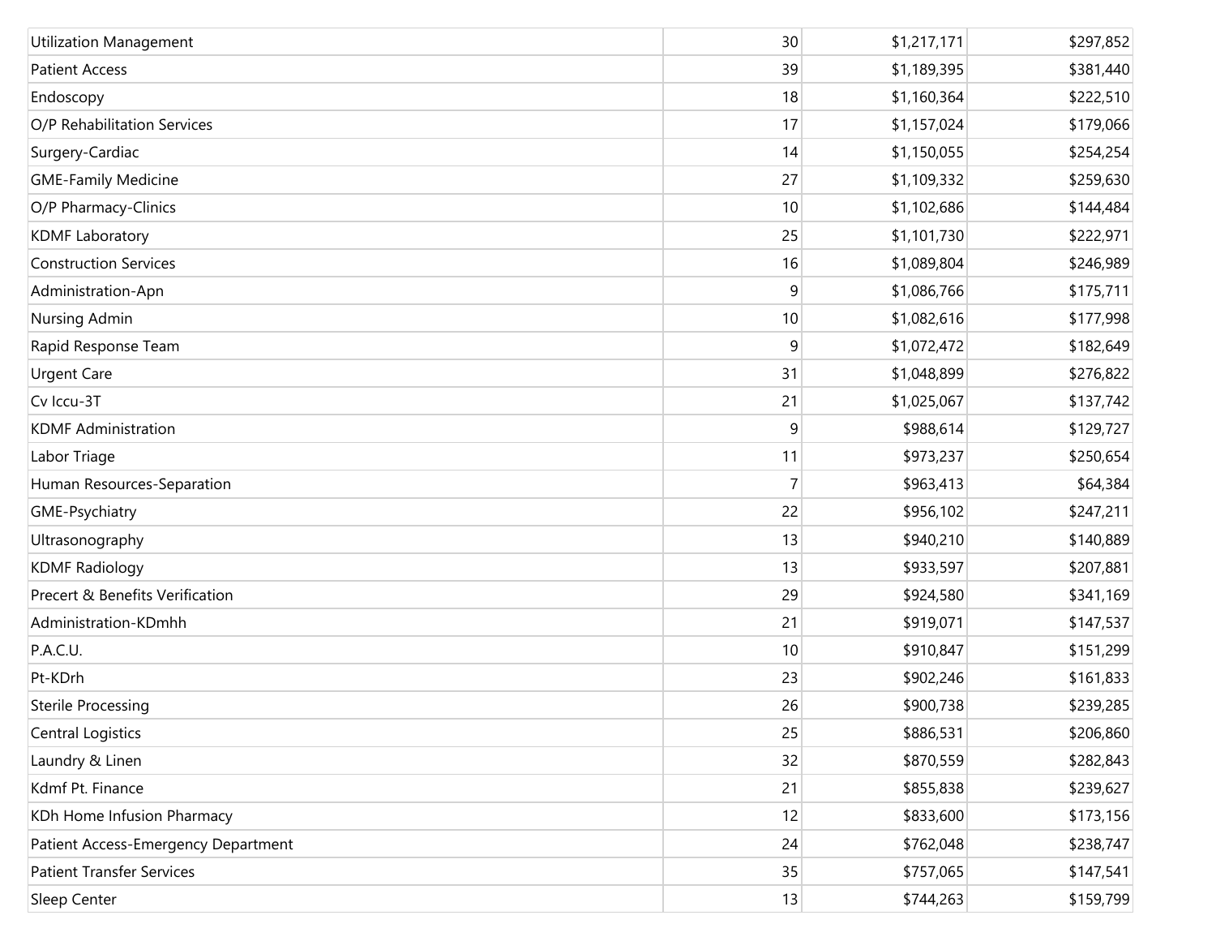| | | | |
|---|---|---|---|
| Utilization Management | 30 | $1,217,171 | $297,852 |
| Patient Access | 39 | $1,189,395 | $381,440 |
| Endoscopy | 18 | $1,160,364 | $222,510 |
| O/P Rehabilitation Services | 17 | $1,157,024 | $179,066 |
| Surgery-Cardiac | 14 | $1,150,055 | $254,254 |
| GME-Family Medicine | 27 | $1,109,332 | $259,630 |
| O/P Pharmacy-Clinics | 10 | $1,102,686 | $144,484 |
| KDMF Laboratory | 25 | $1,101,730 | $222,971 |
| Construction Services | 16 | $1,089,804 | $246,989 |
| Administration-Apn | 9 | $1,086,766 | $175,711 |
| Nursing Admin | 10 | $1,082,616 | $177,998 |
| Rapid Response Team | 9 | $1,072,472 | $182,649 |
| Urgent Care | 31 | $1,048,899 | $276,822 |
| Cv Iccu-3T | 21 | $1,025,067 | $137,742 |
| KDMF Administration | 9 | $988,614 | $129,727 |
| Labor Triage | 11 | $973,237 | $250,654 |
| Human Resources-Separation | 7 | $963,413 | $64,384 |
| GME-Psychiatry | 22 | $956,102 | $247,211 |
| Ultrasonography | 13 | $940,210 | $140,889 |
| KDMF Radiology | 13 | $933,597 | $207,881 |
| Precert & Benefits Verification | 29 | $924,580 | $341,169 |
| Administration-KDmhh | 21 | $919,071 | $147,537 |
| P.A.C.U. | 10 | $910,847 | $151,299 |
| Pt-KDrh | 23 | $902,246 | $161,833 |
| Sterile Processing | 26 | $900,738 | $239,285 |
| Central Logistics | 25 | $886,531 | $206,860 |
| Laundry & Linen | 32 | $870,559 | $282,843 |
| Kdmf Pt. Finance | 21 | $855,838 | $239,627 |
| KDh Home Infusion Pharmacy | 12 | $833,600 | $173,156 |
| Patient Access-Emergency Department | 24 | $762,048 | $238,747 |
| Patient Transfer Services | 35 | $757,065 | $147,541 |
| Sleep Center | 13 | $744,263 | $159,799 |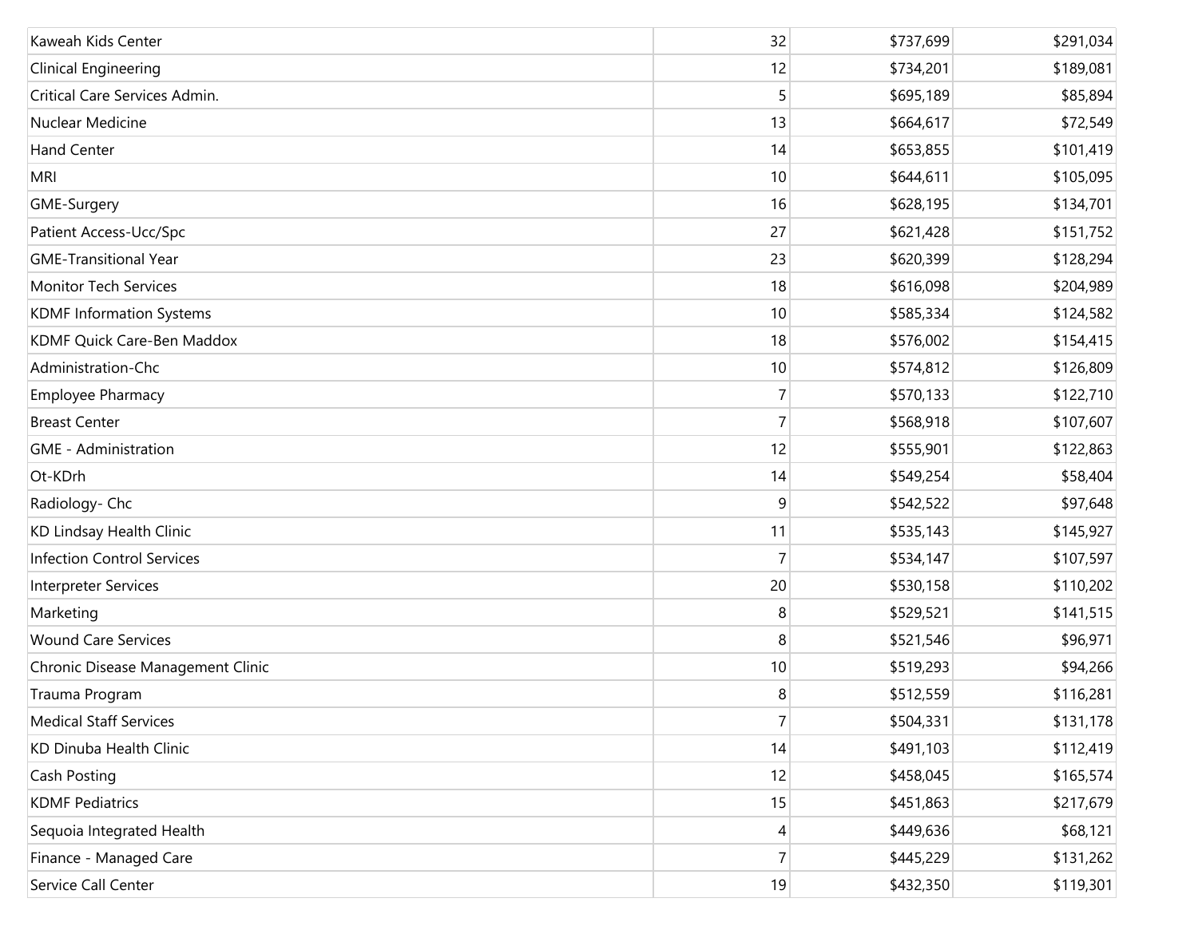| | | | |
|---|---|---|---|
| Kaweah Kids Center | 32 | $737,699 | $291,034 |
| Clinical Engineering | 12 | $734,201 | $189,081 |
| Critical Care Services Admin. | 5 | $695,189 | $85,894 |
| Nuclear Medicine | 13 | $664,617 | $72,549 |
| Hand Center | 14 | $653,855 | $101,419 |
| MRI | 10 | $644,611 | $105,095 |
| GME-Surgery | 16 | $628,195 | $134,701 |
| Patient Access-Ucc/Spc | 27 | $621,428 | $151,752 |
| GME-Transitional Year | 23 | $620,399 | $128,294 |
| Monitor Tech Services | 18 | $616,098 | $204,989 |
| KDMF Information Systems | 10 | $585,334 | $124,582 |
| KDMF Quick Care-Ben Maddox | 18 | $576,002 | $154,415 |
| Administration-Chc | 10 | $574,812 | $126,809 |
| Employee Pharmacy | 7 | $570,133 | $122,710 |
| Breast Center | 7 | $568,918 | $107,607 |
| GME - Administration | 12 | $555,901 | $122,863 |
| Ot-KDrh | 14 | $549,254 | $58,404 |
| Radiology- Chc | 9 | $542,522 | $97,648 |
| KD Lindsay Health Clinic | 11 | $535,143 | $145,927 |
| Infection Control Services | 7 | $534,147 | $107,597 |
| Interpreter Services | 20 | $530,158 | $110,202 |
| Marketing | 8 | $529,521 | $141,515 |
| Wound Care Services | 8 | $521,546 | $96,971 |
| Chronic Disease Management Clinic | 10 | $519,293 | $94,266 |
| Trauma Program | 8 | $512,559 | $116,281 |
| Medical Staff Services | 7 | $504,331 | $131,178 |
| KD Dinuba Health Clinic | 14 | $491,103 | $112,419 |
| Cash Posting | 12 | $458,045 | $165,574 |
| KDMF Pediatrics | 15 | $451,863 | $217,679 |
| Sequoia Integrated Health | 4 | $449,636 | $68,121 |
| Finance - Managed Care | 7 | $445,229 | $131,262 |
| Service Call Center | 19 | $432,350 | $119,301 |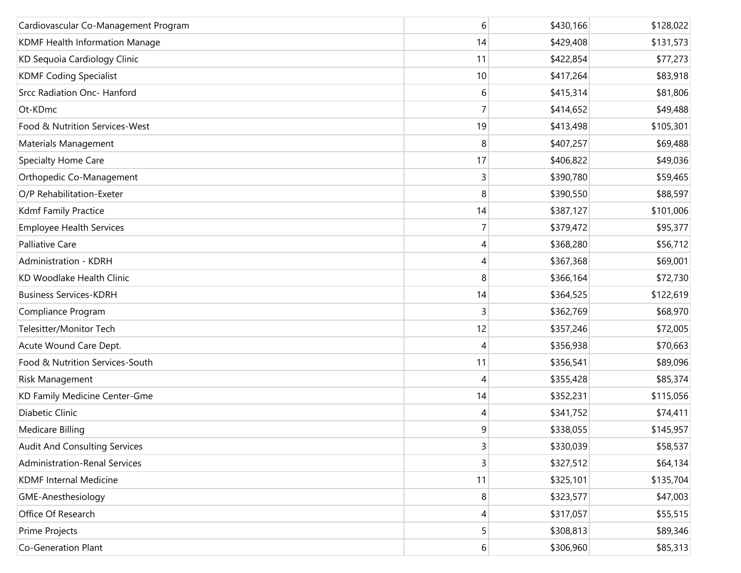| | | | |
|---|---|---|---|
| Cardiovascular Co-Management Program | 6 | $430,166 | $128,022 |
| KDMF Health Information Manage | 14 | $429,408 | $131,573 |
| KD Sequoia Cardiology Clinic | 11 | $422,854 | $77,273 |
| KDMF Coding Specialist | 10 | $417,264 | $83,918 |
| Srcc Radiation Onc- Hanford | 6 | $415,314 | $81,806 |
| Ot-KDmc | 7 | $414,652 | $49,488 |
| Food & Nutrition Services-West | 19 | $413,498 | $105,301 |
| Materials Management | 8 | $407,257 | $69,488 |
| Specialty Home Care | 17 | $406,822 | $49,036 |
| Orthopedic Co-Management | 3 | $390,780 | $59,465 |
| O/P Rehabilitation-Exeter | 8 | $390,550 | $88,597 |
| Kdmf Family Practice | 14 | $387,127 | $101,006 |
| Employee Health Services | 7 | $379,472 | $95,377 |
| Palliative Care | 4 | $368,280 | $56,712 |
| Administration - KDRH | 4 | $367,368 | $69,001 |
| KD Woodlake Health Clinic | 8 | $366,164 | $72,730 |
| Business Services-KDRH | 14 | $364,525 | $122,619 |
| Compliance Program | 3 | $362,769 | $68,970 |
| Telesitter/Monitor Tech | 12 | $357,246 | $72,005 |
| Acute Wound Care Dept. | 4 | $356,938 | $70,663 |
| Food & Nutrition Services-South | 11 | $356,541 | $89,096 |
| Risk Management | 4 | $355,428 | $85,374 |
| KD Family Medicine Center-Gme | 14 | $352,231 | $115,056 |
| Diabetic Clinic | 4 | $341,752 | $74,411 |
| Medicare Billing | 9 | $338,055 | $145,957 |
| Audit And Consulting Services | 3 | $330,039 | $58,537 |
| Administration-Renal Services | 3 | $327,512 | $64,134 |
| KDMF Internal Medicine | 11 | $325,101 | $135,704 |
| GME-Anesthesiology | 8 | $323,577 | $47,003 |
| Office Of Research | 4 | $317,057 | $55,515 |
| Prime Projects | 5 | $308,813 | $89,346 |
| Co-Generation Plant | 6 | $306,960 | $85,313 |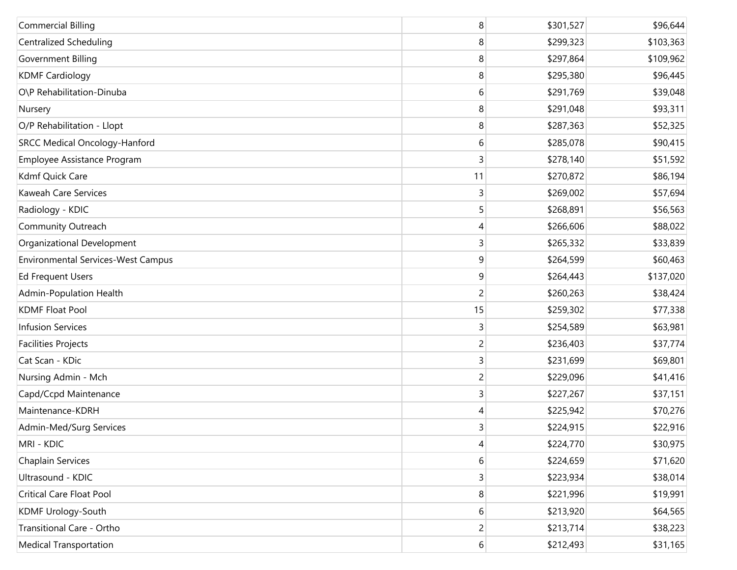| | | | |
|---|---|---|---|
| Commercial Billing | 8 | $301,527 | $96,644 |
| Centralized Scheduling | 8 | $299,323 | $103,363 |
| Government Billing | 8 | $297,864 | $109,962 |
| KDMF Cardiology | 8 | $295,380 | $96,445 |
| O\P Rehabilitation-Dinuba | 6 | $291,769 | $39,048 |
| Nursery | 8 | $291,048 | $93,311 |
| O/P Rehabilitation - Llopt | 8 | $287,363 | $52,325 |
| SRCC Medical Oncology-Hanford | 6 | $285,078 | $90,415 |
| Employee Assistance Program | 3 | $278,140 | $51,592 |
| Kdmf Quick Care | 11 | $270,872 | $86,194 |
| Kaweah Care Services | 3 | $269,002 | $57,694 |
| Radiology - KDIC | 5 | $268,891 | $56,563 |
| Community Outreach | 4 | $266,606 | $88,022 |
| Organizational Development | 3 | $265,332 | $33,839 |
| Environmental Services-West Campus | 9 | $264,599 | $60,463 |
| Ed Frequent Users | 9 | $264,443 | $137,020 |
| Admin-Population Health | 2 | $260,263 | $38,424 |
| KDMF Float Pool | 15 | $259,302 | $77,338 |
| Infusion Services | 3 | $254,589 | $63,981 |
| Facilities Projects | 2 | $236,403 | $37,774 |
| Cat Scan - KDic | 3 | $231,699 | $69,801 |
| Nursing Admin - Mch | 2 | $229,096 | $41,416 |
| Capd/Ccpd Maintenance | 3 | $227,267 | $37,151 |
| Maintenance-KDRH | 4 | $225,942 | $70,276 |
| Admin-Med/Surg Services | 3 | $224,915 | $22,916 |
| MRI - KDIC | 4 | $224,770 | $30,975 |
| Chaplain Services | 6 | $224,659 | $71,620 |
| Ultrasound - KDIC | 3 | $223,934 | $38,014 |
| Critical Care Float Pool | 8 | $221,996 | $19,991 |
| KDMF Urology-South | 6 | $213,920 | $64,565 |
| Transitional Care - Ortho | 2 | $213,714 | $38,223 |
| Medical Transportation | 6 | $212,493 | $31,165 |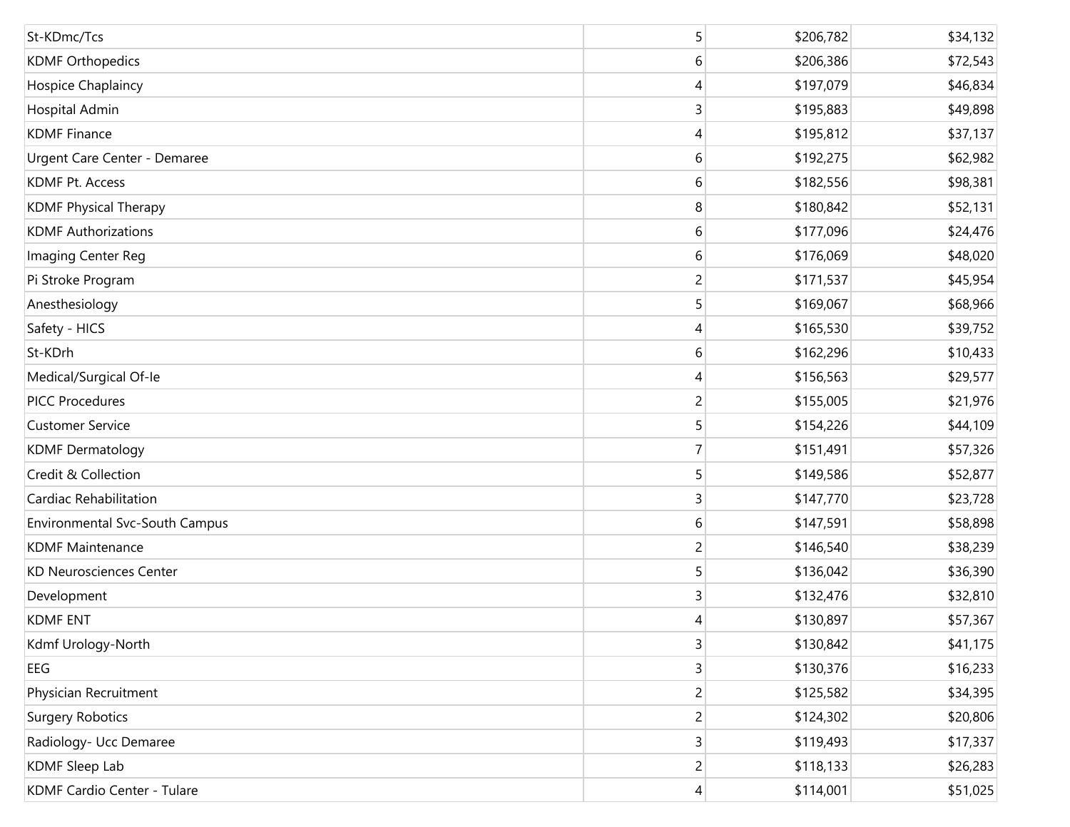| | | | |
|---|---|---|---|
| St-KDmc/Tcs | 5 | $206,782 | $34,132 |
| KDMF Orthopedics | 6 | $206,386 | $72,543 |
| Hospice Chaplaincy | 4 | $197,079 | $46,834 |
| Hospital Admin | 3 | $195,883 | $49,898 |
| KDMF Finance | 4 | $195,812 | $37,137 |
| Urgent Care Center - Demaree | 6 | $192,275 | $62,982 |
| KDMF Pt. Access | 6 | $182,556 | $98,381 |
| KDMF Physical Therapy | 8 | $180,842 | $52,131 |
| KDMF Authorizations | 6 | $177,096 | $24,476 |
| Imaging Center Reg | 6 | $176,069 | $48,020 |
| Pi Stroke Program | 2 | $171,537 | $45,954 |
| Anesthesiology | 5 | $169,067 | $68,966 |
| Safety - HICS | 4 | $165,530 | $39,752 |
| St-KDrh | 6 | $162,296 | $10,433 |
| Medical/Surgical Of-Ie | 4 | $156,563 | $29,577 |
| PICC Procedures | 2 | $155,005 | $21,976 |
| Customer Service | 5 | $154,226 | $44,109 |
| KDMF Dermatology | 7 | $151,491 | $57,326 |
| Credit & Collection | 5 | $149,586 | $52,877 |
| Cardiac Rehabilitation | 3 | $147,770 | $23,728 |
| Environmental Svc-South Campus | 6 | $147,591 | $58,898 |
| KDMF Maintenance | 2 | $146,540 | $38,239 |
| KD Neurosciences Center | 5 | $136,042 | $36,390 |
| Development | 3 | $132,476 | $32,810 |
| KDMF ENT | 4 | $130,897 | $57,367 |
| Kdmf Urology-North | 3 | $130,842 | $41,175 |
| EEG | 3 | $130,376 | $16,233 |
| Physician Recruitment | 2 | $125,582 | $34,395 |
| Surgery Robotics | 2 | $124,302 | $20,806 |
| Radiology- Ucc Demaree | 3 | $119,493 | $17,337 |
| KDMF Sleep Lab | 2 | $118,133 | $26,283 |
| KDMF Cardio Center - Tulare | 4 | $114,001 | $51,025 |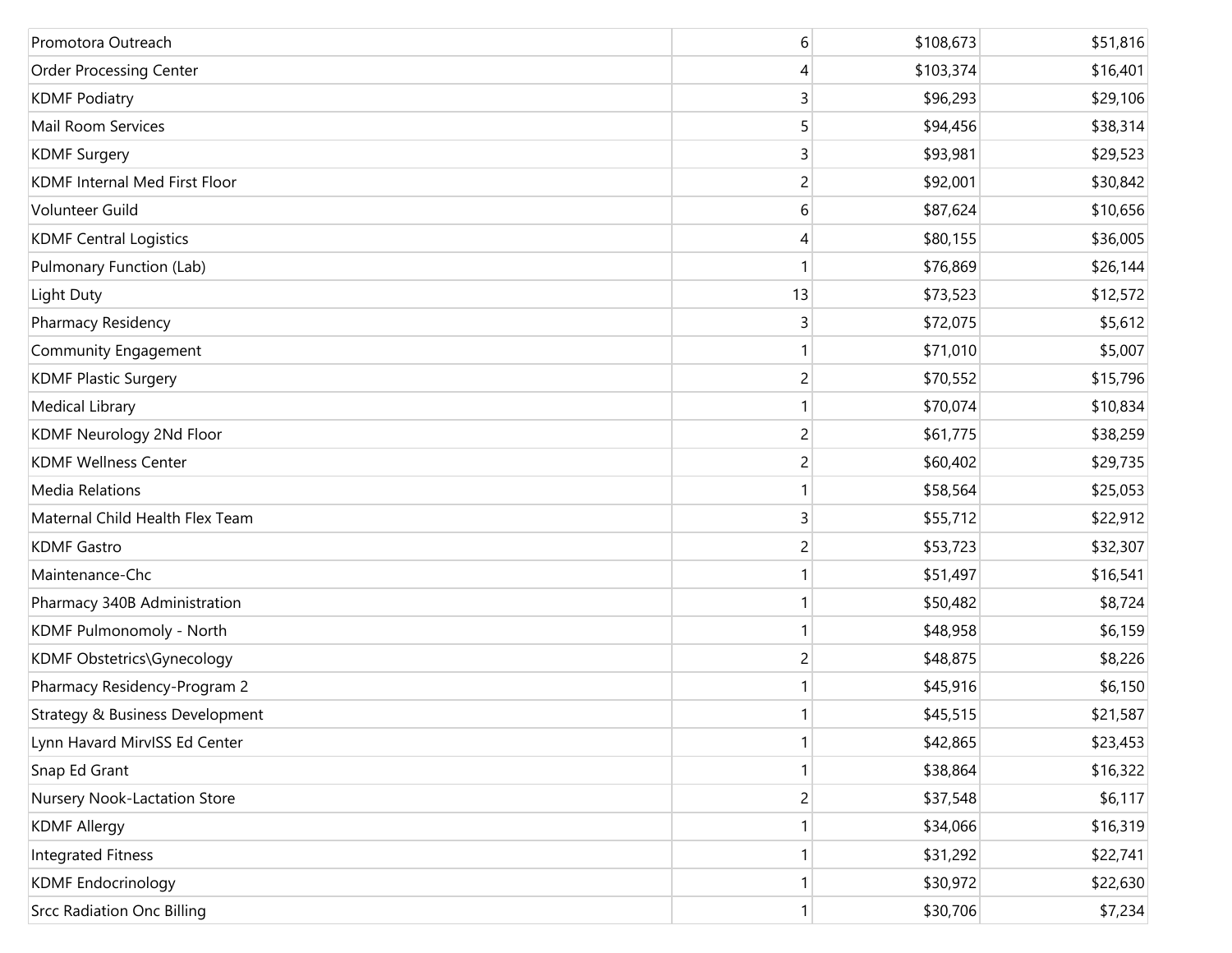| | | | |
|---|---|---|---|
| Promotora Outreach | 6 | $108,673 | $51,816 |
| Order Processing Center | 4 | $103,374 | $16,401 |
| KDMF Podiatry | 3 | $96,293 | $29,106 |
| Mail Room Services | 5 | $94,456 | $38,314 |
| KDMF Surgery | 3 | $93,981 | $29,523 |
| KDMF Internal Med First Floor | 2 | $92,001 | $30,842 |
| Volunteer Guild | 6 | $87,624 | $10,656 |
| KDMF Central Logistics | 4 | $80,155 | $36,005 |
| Pulmonary Function (Lab) | 1 | $76,869 | $26,144 |
| Light Duty | 13 | $73,523 | $12,572 |
| Pharmacy Residency | 3 | $72,075 | $5,612 |
| Community Engagement | 1 | $71,010 | $5,007 |
| KDMF Plastic Surgery | 2 | $70,552 | $15,796 |
| Medical Library | 1 | $70,074 | $10,834 |
| KDMF Neurology 2Nd Floor | 2 | $61,775 | $38,259 |
| KDMF Wellness Center | 2 | $60,402 | $29,735 |
| Media Relations | 1 | $58,564 | $25,053 |
| Maternal Child Health Flex Team | 3 | $55,712 | $22,912 |
| KDMF Gastro | 2 | $53,723 | $32,307 |
| Maintenance-Chc | 1 | $51,497 | $16,541 |
| Pharmacy 340B Administration | 1 | $50,482 | $8,724 |
| KDMF Pulmonomoly - North | 1 | $48,958 | $6,159 |
| KDMF Obstetrics\Gynecology | 2 | $48,875 | $8,226 |
| Pharmacy Residency-Program 2 | 1 | $45,916 | $6,150 |
| Strategy & Business Development | 1 | $45,515 | $21,587 |
| Lynn Havard MirvISS Ed Center | 1 | $42,865 | $23,453 |
| Snap Ed Grant | 1 | $38,864 | $16,322 |
| Nursery Nook-Lactation Store | 2 | $37,548 | $6,117 |
| KDMF Allergy | 1 | $34,066 | $16,319 |
| Integrated Fitness | 1 | $31,292 | $22,741 |
| KDMF Endocrinology | 1 | $30,972 | $22,630 |
| Srcc Radiation Onc Billing | 1 | $30,706 | $7,234 |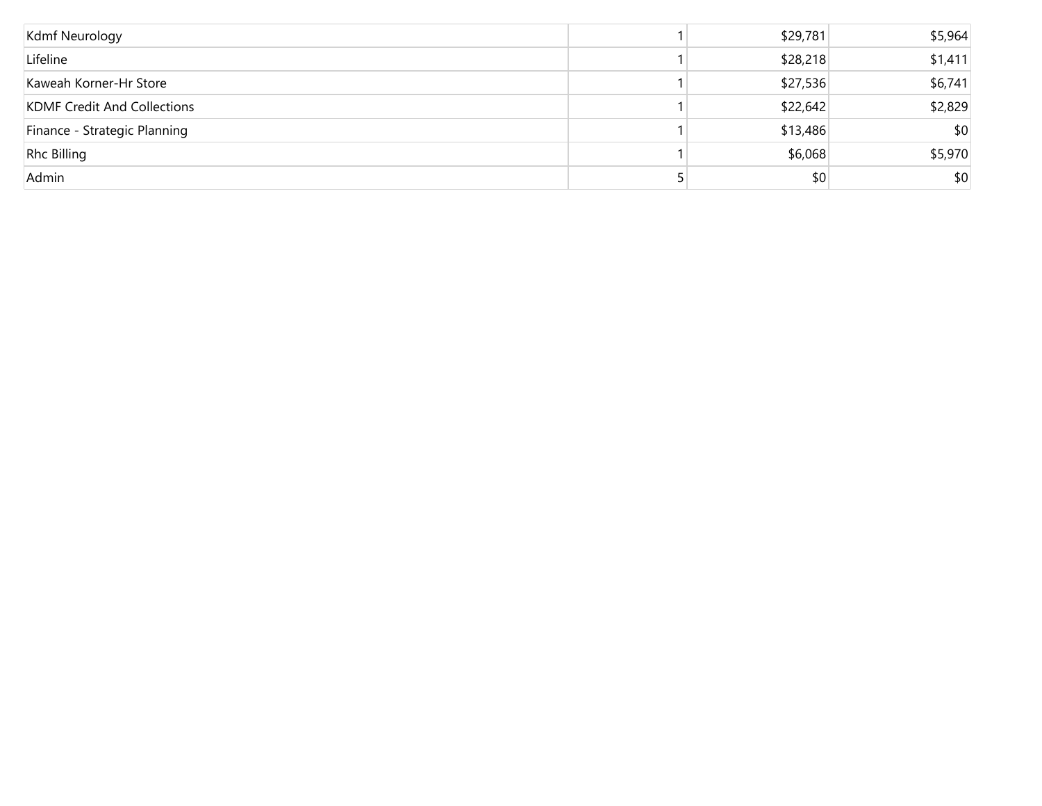| | | | |
|---|---|---|---|
| Kdmf Neurology | 1 | $29,781 | $5,964 |
| Lifeline | 1 | $28,218 | $1,411 |
| Kaweah Korner-Hr Store | 1 | $27,536 | $6,741 |
| KDMF Credit And Collections | 1 | $22,642 | $2,829 |
| Finance - Strategic Planning | 1 | $13,486 | $0 |
| Rhc Billing | 1 | $6,068 | $5,970 |
| Admin | 5 | $0 | $0 |